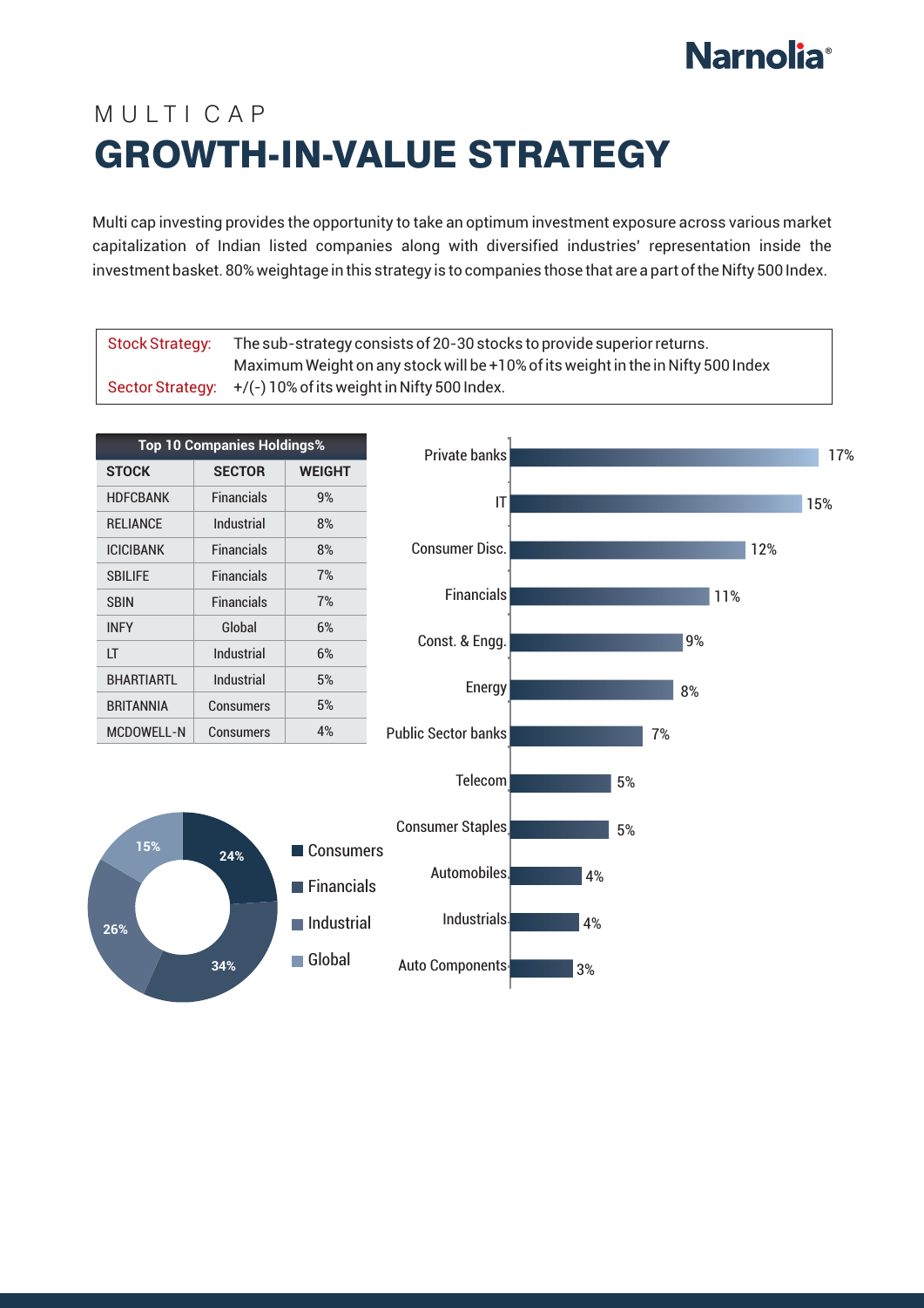Narnolia®

MULTI CAP

# GROWTH-IN-VALUE STRATEGY

Multi cap investing provides the opportunity to take an optimum investment exposure across various market capitalization of Indian listed companies along with diversified industries' representation inside the investment basket. 80% weightage in this strategy is to companies those that are a part of the Nifty 500 Index.

| | |
|---|---|
| Stock Strategy: | The sub-strategy consists of 20-30 stocks to provide superior returns. Maximum Weight on any stock will be +10% of its weight in the in Nifty 500 Index |
| Sector Strategy: | +/(-) 10% of its weight in Nifty 500 Index. |

**Top 10 Companies Holdings%**

| STOCK | SECTOR | WEIGHT |
|---|---|---|
| HDFCBANK | Financials | 9% |
| RELIANCE | Industrial | 8% |
| ICICIBANK | Financials | 8% |
| SBILIFE | Financials | 7% |
| SBIN | Financials | 7% |
| INFY | Global | 6% |
| LT | Industrial | 6% |
| BHARTIARTL | Industrial | 5% |
| BRITANNIA | Consumers | 5% |
| MCDOWELL-N | Consumers | 4% |

| Sector | Weight |
|---|---|
| Private banks | 17% |
| IT | 15% |
| Consumer Disc. | 12% |
| Financials | 11% |
| Const. & Engg. | 9% |
| Energy | 8% |
| Public Sector banks | 7% |
| Telecom | 5% |
| Consumer Staples | 5% |
| Automobiles | 4% |
| Industrials | 4% |
| Auto Components | 3% |

| Category | Weight |
|---|---|
| Consumers | 24% |
| Financials | 34% |
| Industrial | 26% |
| Global | 15% |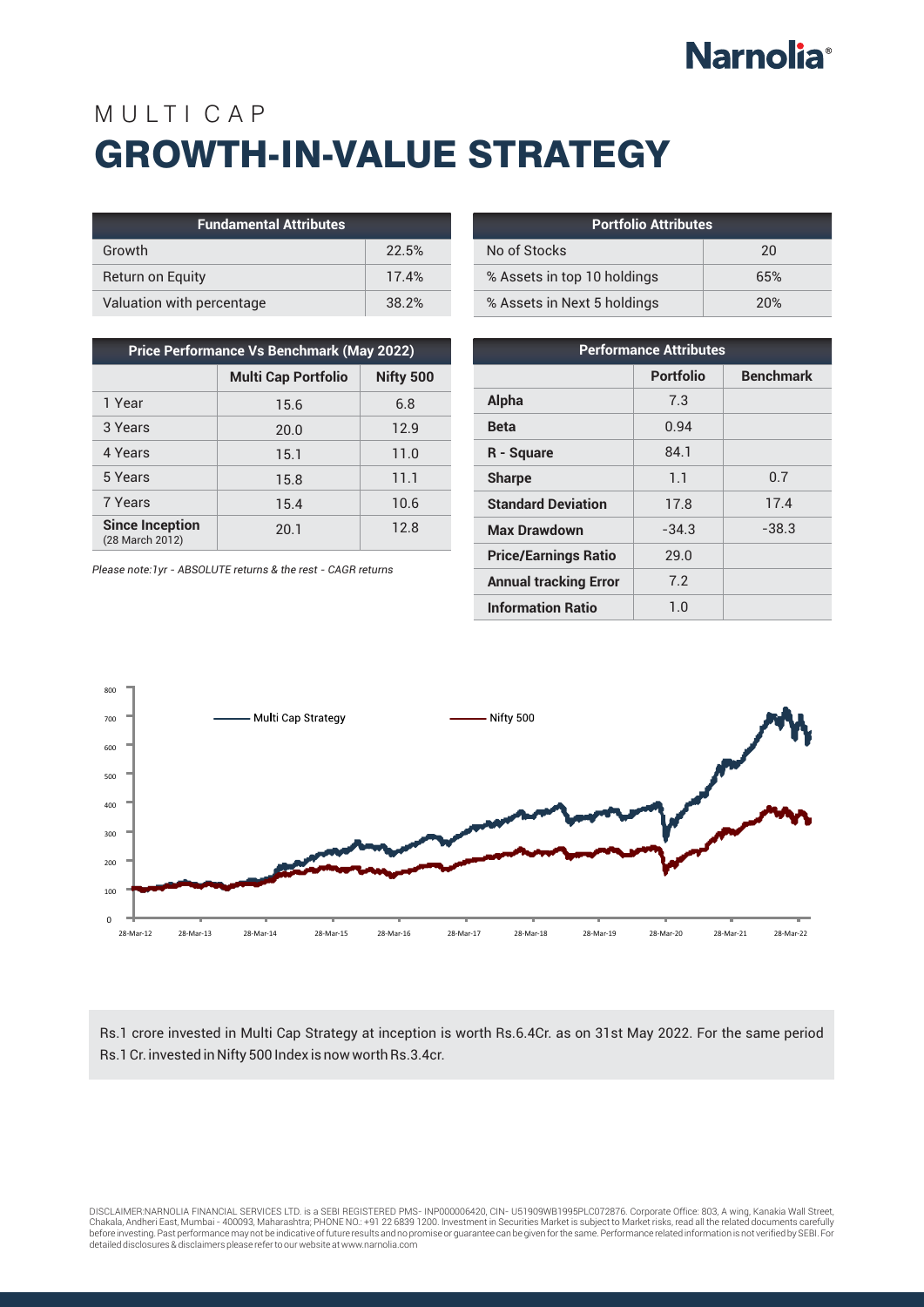# MULTI CAP

# GROWTH-IN-VALUE STRATEGY

| Fundamental Attributes | |
|---|---|
| Growth | 22.5% |
| Return on Equity | 17.4% |
| Valuation with percentage | 38.2% |

| Portfolio Attributes | |
|---|---|
| No of Stocks | 20 |
| % Assets in top 10 holdings | 65% |
| % Assets in Next 5 holdings | 20% |

| Price Performance Vs Benchmark (May 2022) | | |
|---|---|---|
| | Multi Cap Portfolio | Nifty 500 |
| 1 Year | 15.6 | 6.8 |
| 3 Years | 20.0 | 12.9 |
| 4 Years | 15.1 | 11.0 |
| 5 Years | 15.8 | 11.1 |
| 7 Years | 15.4 | 10.6 |
| **Since Inception** (28 March 2012) | 20.1 | 12.8 |

*Please note:1yr - ABSOLUTE returns & the rest - CAGR returns*

| Performance Attributes | | |
|---|---|---|
| | Portfolio | Benchmark |
| **Alpha** | 7.3 | |
| **Beta** | 0.94 | |
| **R - Square** | 84.1 | |
| **Sharpe** | 1.1 | 0.7 |
| **Standard Deviation** | 17.8 | 17.4 |
| **Max Drawdown** | -34.3 | -38.3 |
| **Price/Earnings Ratio** | 29.0 | |
| **Annual tracking Error** | 7.2 | |
| **Information Ratio** | 1.0 | |

Multi Cap Strategy
Nifty 500

800
700
600
500
400
300
200
100
0

28-Mar-12 28-Mar-13 28-Mar-14 28-Mar-15 28-Mar-16 28-Mar-17 28-Mar-18 28-Mar-19 28-Mar-20 28-Mar-21 28-Mar-22

Rs.1 crore invested in Multi Cap Strategy at inception is worth Rs.6.4Cr. as on 31st May 2022. For the same period Rs.1 Cr. invested in Nifty 500 Index is now worth Rs.3.4cr.

DISCLAIMER:NARNOLIA FINANCIAL SERVICES LTD. is a SEBI REGISTERED PMS- INP000006420, CIN- U51909WB1995PLC072876. Corporate Office: 803, A wing, Kanakia Wall Street, Chakala, Andheri East, Mumbai - 400093, Maharashtra; PHONE NO.: +91 22 6839 1200. Investment in Securities Market is subject to Market risks, read all the related documents carefully before investing. Past performance may not be indicative of future results and no promise or guarantee can be given for the same. Performance related information is not verified by SEBI. For detailed disclosures & disclaimers please refer to our website at www.narnolia.com